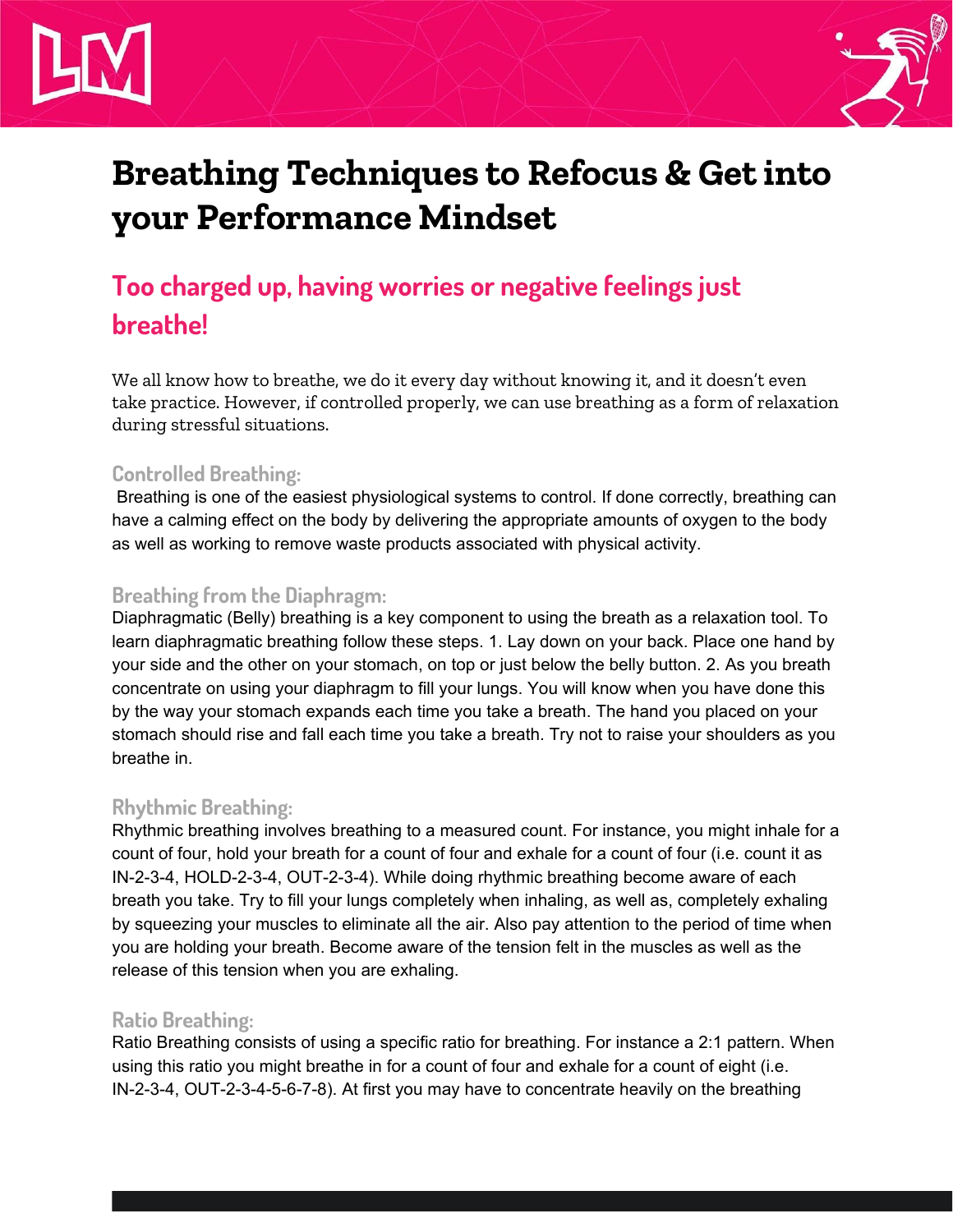# Breathing Techniques to Refocus & Get into your Performance Mindset

## Too charged up, having worries or negative feelings just breathe!

We all know how to breathe, we do it every day without knowing it, and it doesn't even take practice. However, if controlled properly, we can use breathing as a form of relaxation during stressful situations.

### Controlled Breathing:

Breathing is one of the easiest physiological systems to control. If done correctly, breathing can have a calming effect on the body by delivering the appropriate amounts of oxygen to the body as well as working to remove waste products associated with physical activity.

### Breathing from the Diaphragm:

Diaphragmatic (Belly) breathing is a key component to using the breath as a relaxation tool. To learn diaphragmatic breathing follow these steps. 1. Lay down on your back. Place one hand by your side and the other on your stomach, on top or just below the belly button. 2. As you breath concentrate on using your diaphragm to fill your lungs. You will know when you have done this by the way your stomach expands each time you take a breath. The hand you placed on your stomach should rise and fall each time you take a breath. Try not to raise your shoulders as you breathe in.

### Rhythmic Breathing:

Rhythmic breathing involves breathing to a measured count. For instance, you might inhale for a count of four, hold your breath for a count of four and exhale for a count of four (i.e. count it as IN-2-3-4, HOLD-2-3-4, OUT-2-3-4). While doing rhythmic breathing become aware of each breath you take. Try to fill your lungs completely when inhaling, as well as, completely exhaling by squeezing your muscles to eliminate all the air. Also pay attention to the period of time when you are holding your breath. Become aware of the tension felt in the muscles as well as the release of this tension when you are exhaling.

### Ratio Breathing:

Ratio Breathing consists of using a specific ratio for breathing. For instance a 2:1 pattern. When using this ratio you might breathe in for a count of four and exhale for a count of eight (i.e. IN-2-3-4, OUT-2-3-4-5-6-7-8). At first you may have to concentrate heavily on the breathing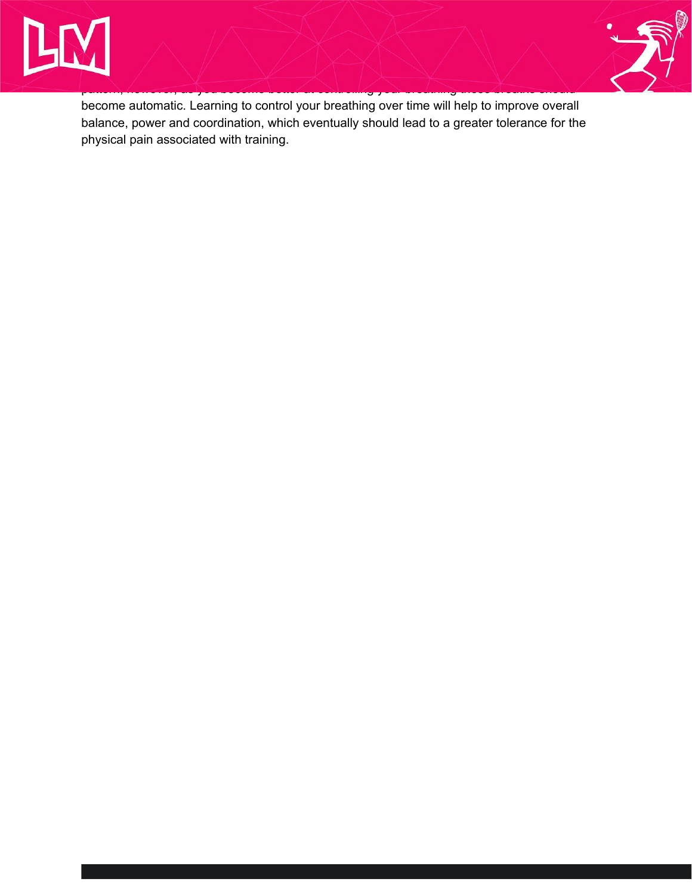pattern, however, as you become better at controlling your breathing these breaths should become automatic. Learning to control your breathing over time will help to improve overall balance, power and coordination, which eventually should lead to a greater tolerance for the physical pain associated with training.